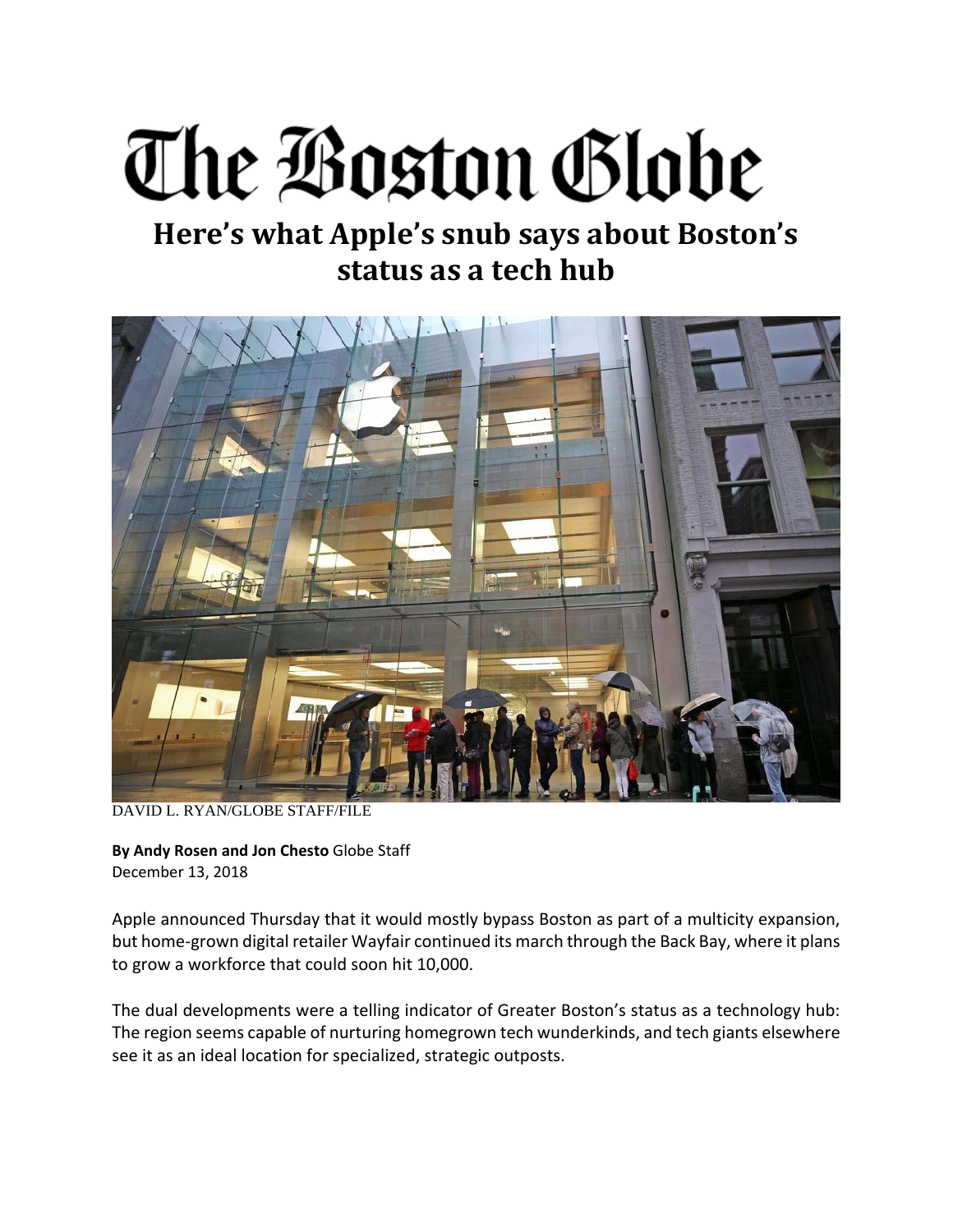# The Boston Globe

## Here's what Apple's snub says about Boston's status as a tech hub

DAVID L. RYAN/GLOBE STAFF/FILE

**By Andy Rosen and Jon Chesto** Globe Staff
December 13, 2018

Apple announced Thursday that it would mostly bypass Boston as part of a multicity expansion, but home-grown digital retailer Wayfair continued its march through the Back Bay, where it plans to grow a workforce that could soon hit 10,000.

The dual developments were a telling indicator of Greater Boston's status as a technology hub: The region seems capable of nurturing homegrown tech wunderkinds, and tech giants elsewhere see it as an ideal location for specialized, strategic outposts.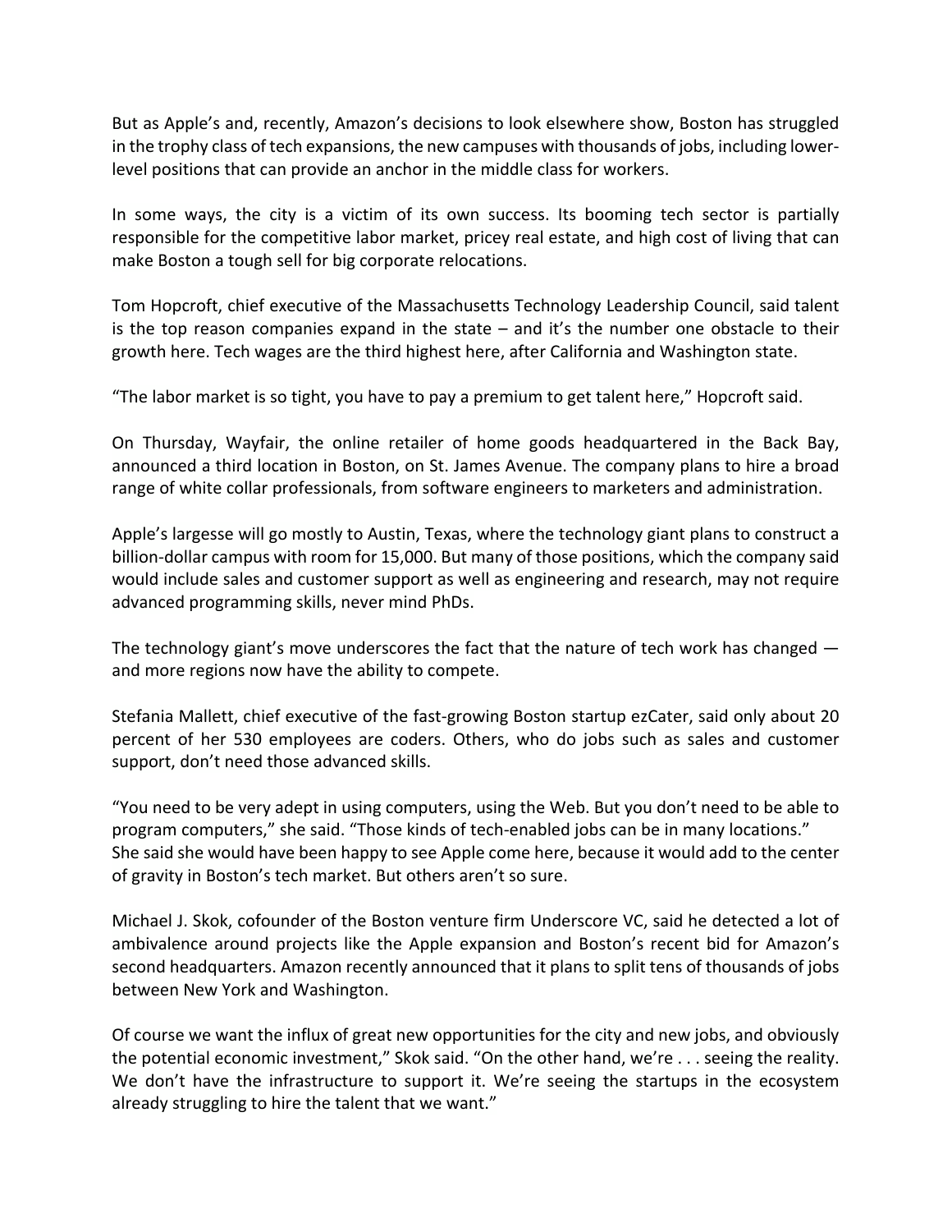But as Apple's and, recently, Amazon's decisions to look elsewhere show, Boston has struggled in the trophy class of tech expansions, the new campuses with thousands of jobs, including lower-level positions that can provide an anchor in the middle class for workers.

In some ways, the city is a victim of its own success. Its booming tech sector is partially responsible for the competitive labor market, pricey real estate, and high cost of living that can make Boston a tough sell for big corporate relocations.

Tom Hopcroft, chief executive of the Massachusetts Technology Leadership Council, said talent is the top reason companies expand in the state – and it's the number one obstacle to their growth here. Tech wages are the third highest here, after California and Washington state.

"The labor market is so tight, you have to pay a premium to get talent here," Hopcroft said.

On Thursday, Wayfair, the online retailer of home goods headquartered in the Back Bay, announced a third location in Boston, on St. James Avenue. The company plans to hire a broad range of white collar professionals, from software engineers to marketers and administration.

Apple's largesse will go mostly to Austin, Texas, where the technology giant plans to construct a billion-dollar campus with room for 15,000. But many of those positions, which the company said would include sales and customer support as well as engineering and research, may not require advanced programming skills, never mind PhDs.

The technology giant's move underscores the fact that the nature of tech work has changed — and more regions now have the ability to compete.

Stefania Mallett, chief executive of the fast-growing Boston startup ezCater, said only about 20 percent of her 530 employees are coders. Others, who do jobs such as sales and customer support, don't need those advanced skills.

"You need to be very adept in using computers, using the Web. But you don't need to be able to program computers," she said. "Those kinds of tech-enabled jobs can be in many locations." She said she would have been happy to see Apple come here, because it would add to the center of gravity in Boston's tech market. But others aren't so sure.

Michael J. Skok, cofounder of the Boston venture firm Underscore VC, said he detected a lot of ambivalence around projects like the Apple expansion and Boston's recent bid for Amazon's second headquarters. Amazon recently announced that it plans to split tens of thousands of jobs between New York and Washington.

Of course we want the influx of great new opportunities for the city and new jobs, and obviously the potential economic investment," Skok said. "On the other hand, we're . . . seeing the reality. We don't have the infrastructure to support it. We're seeing the startups in the ecosystem already struggling to hire the talent that we want."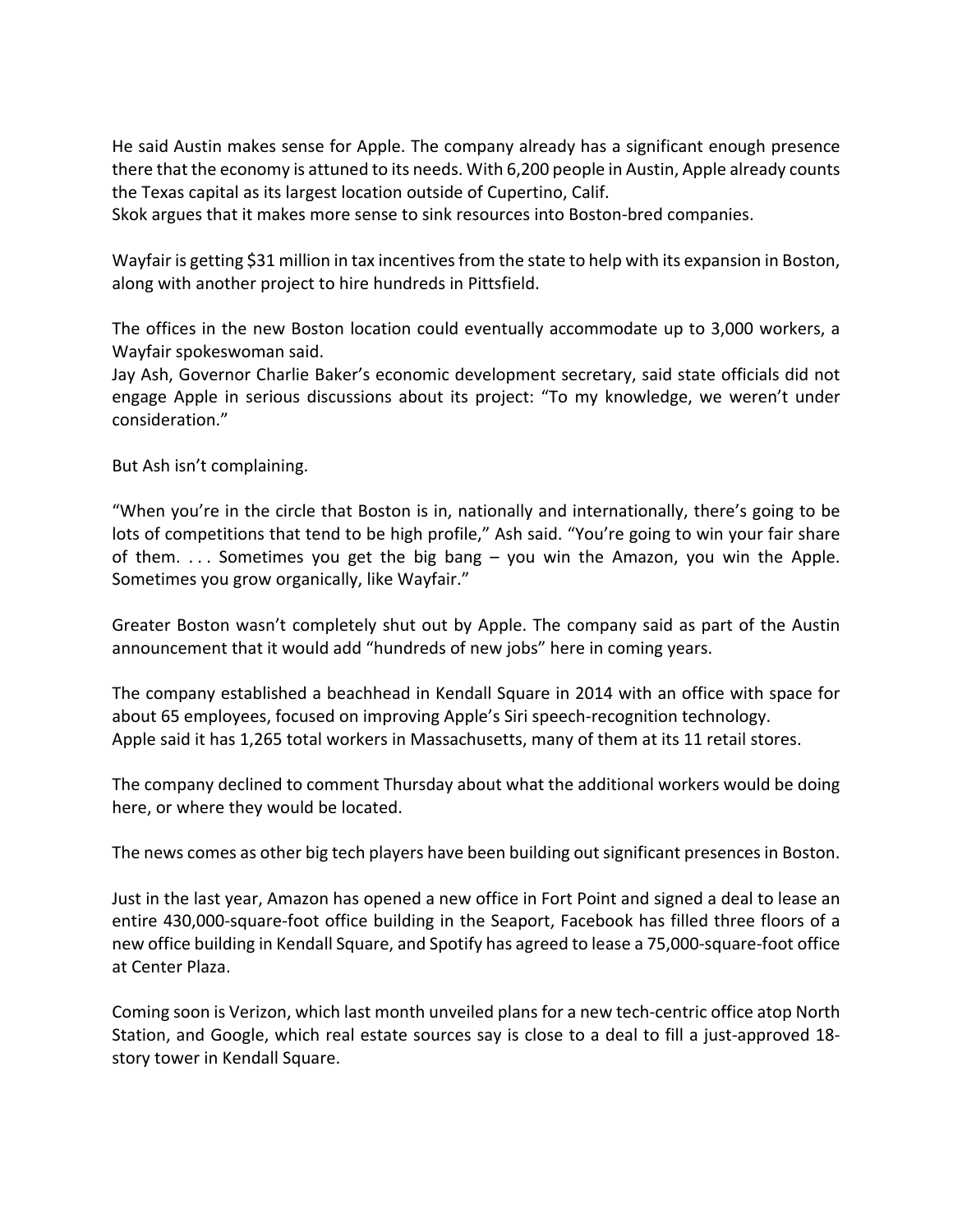He said Austin makes sense for Apple. The company already has a significant enough presence there that the economy is attuned to its needs. With 6,200 people in Austin, Apple already counts the Texas capital as its largest location outside of Cupertino, Calif.
Skok argues that it makes more sense to sink resources into Boston-bred companies.

Wayfair is getting $31 million in tax incentives from the state to help with its expansion in Boston, along with another project to hire hundreds in Pittsfield.

The offices in the new Boston location could eventually accommodate up to 3,000 workers, a Wayfair spokeswoman said.
Jay Ash, Governor Charlie Baker's economic development secretary, said state officials did not engage Apple in serious discussions about its project: "To my knowledge, we weren't under consideration."

But Ash isn't complaining.

"When you're in the circle that Boston is in, nationally and internationally, there's going to be lots of competitions that tend to be high profile," Ash said. "You're going to win your fair share of them. . . . Sometimes you get the big bang – you win the Amazon, you win the Apple. Sometimes you grow organically, like Wayfair."

Greater Boston wasn't completely shut out by Apple. The company said as part of the Austin announcement that it would add "hundreds of new jobs" here in coming years.

The company established a beachhead in Kendall Square in 2014 with an office with space for about 65 employees, focused on improving Apple's Siri speech-recognition technology.
Apple said it has 1,265 total workers in Massachusetts, many of them at its 11 retail stores.

The company declined to comment Thursday about what the additional workers would be doing here, or where they would be located.

The news comes as other big tech players have been building out significant presences in Boston.

Just in the last year, Amazon has opened a new office in Fort Point and signed a deal to lease an entire 430,000-square-foot office building in the Seaport, Facebook has filled three floors of a new office building in Kendall Square, and Spotify has agreed to lease a 75,000-square-foot office at Center Plaza.

Coming soon is Verizon, which last month unveiled plans for a new tech-centric office atop North Station, and Google, which real estate sources say is close to a deal to fill a just-approved 18-story tower in Kendall Square.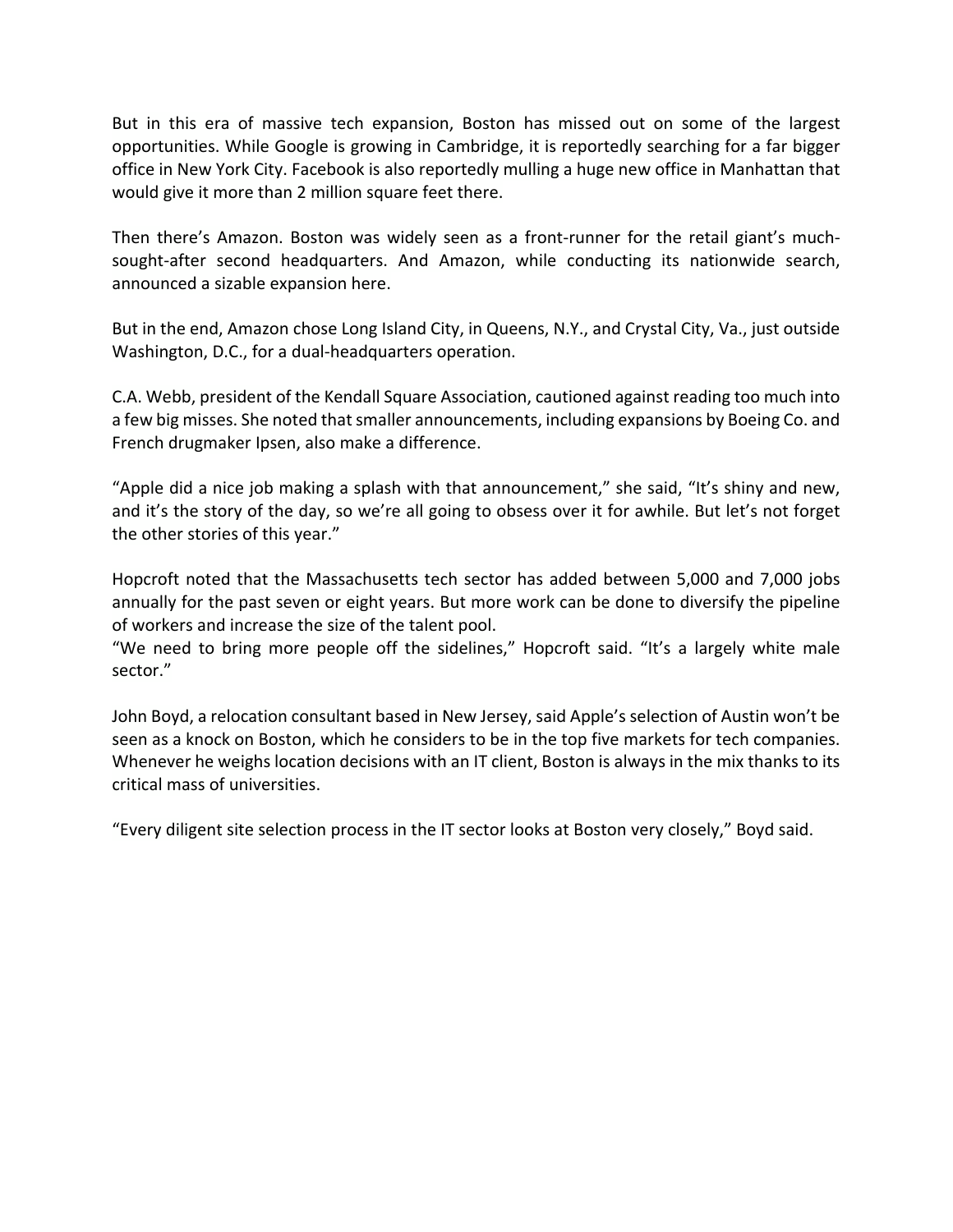But in this era of massive tech expansion, Boston has missed out on some of the largest opportunities. While Google is growing in Cambridge, it is reportedly searching for a far bigger office in New York City. Facebook is also reportedly mulling a huge new office in Manhattan that would give it more than 2 million square feet there.

Then there's Amazon. Boston was widely seen as a front-runner for the retail giant's much-sought-after second headquarters. And Amazon, while conducting its nationwide search, announced a sizable expansion here.

But in the end, Amazon chose Long Island City, in Queens, N.Y., and Crystal City, Va., just outside Washington, D.C., for a dual-headquarters operation.

C.A. Webb, president of the Kendall Square Association, cautioned against reading too much into a few big misses. She noted that smaller announcements, including expansions by Boeing Co. and French drugmaker Ipsen, also make a difference.

"Apple did a nice job making a splash with that announcement," she said, "It's shiny and new, and it's the story of the day, so we're all going to obsess over it for awhile. But let's not forget the other stories of this year."

Hopcroft noted that the Massachusetts tech sector has added between 5,000 and 7,000 jobs annually for the past seven or eight years. But more work can be done to diversify the pipeline of workers and increase the size of the talent pool.
"We need to bring more people off the sidelines," Hopcroft said. "It's a largely white male sector."

John Boyd, a relocation consultant based in New Jersey, said Apple's selection of Austin won't be seen as a knock on Boston, which he considers to be in the top five markets for tech companies. Whenever he weighs location decisions with an IT client, Boston is always in the mix thanks to its critical mass of universities.

"Every diligent site selection process in the IT sector looks at Boston very closely," Boyd said.